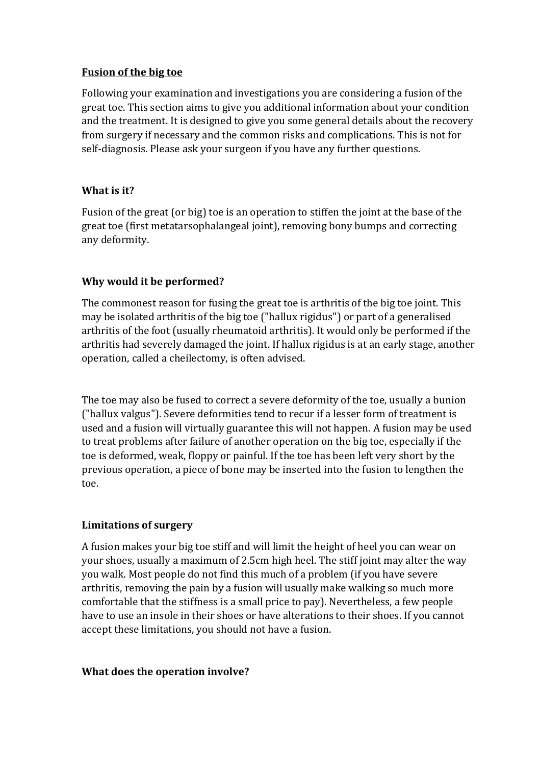# Fusion of the big toe

Following your examination and investigations you are considering a fusion of the great toe. This section aims to give you additional information about your condition and the treatment. It is designed to give you some general details about the recovery from surgery if necessary and the common risks and complications. This is not for self-diagnosis. Please ask your surgeon if you have any further questions.

## What is it?

Fusion of the great (or big) toe is an operation to stiffen the joint at the base of the great toe (first metatarsophalangeal joint), removing bony bumps and correcting any deformity.

## Why would it be performed?

The commonest reason for fusing the great toe is arthritis of the big toe joint. This may be isolated arthritis of the big toe ("hallux rigidus") or part of a generalised arthritis of the foot (usually rheumatoid arthritis). It would only be performed if the arthritis had severely damaged the joint. If hallux rigidus is at an early stage, another operation, called a cheilectomy, is often advised.

The toe may also be fused to correct a severe deformity of the toe, usually a bunion ("hallux valgus"). Severe deformities tend to recur if a lesser form of treatment is used and a fusion will virtually guarantee this will not happen. A fusion may be used to treat problems after failure of another operation on the big toe, especially if the toe is deformed, weak, floppy or painful. If the toe has been left very short by the previous operation, a piece of bone may be inserted into the fusion to lengthen the toe.

## Limitations of surgery

A fusion makes your big toe stiff and will limit the height of heel you can wear on your shoes, usually a maximum of 2.5cm high heel. The stiff joint may alter the way you walk. Most people do not find this much of a problem (if you have severe arthritis, removing the pain by a fusion will usually make walking so much more comfortable that the stiffness is a small price to pay). Nevertheless, a few people have to use an insole in their shoes or have alterations to their shoes. If you cannot accept these limitations, you should not have a fusion.

## What does the operation involve?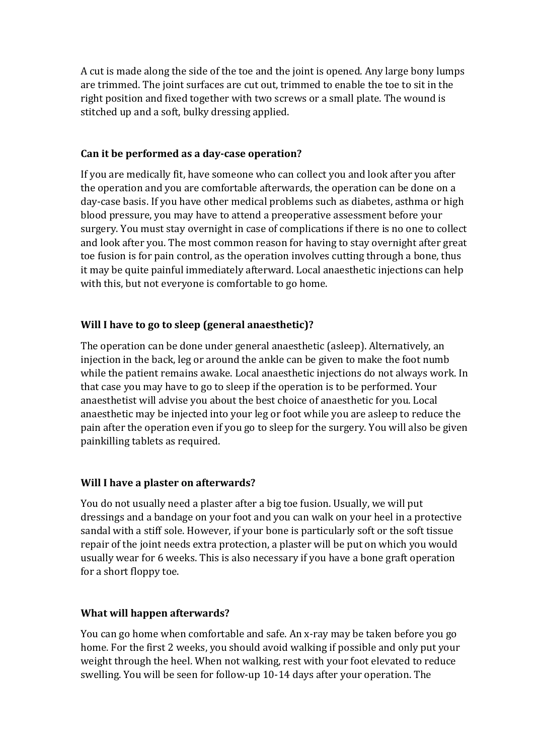A cut is made along the side of the toe and the joint is opened. Any large bony lumps are trimmed. The joint surfaces are cut out, trimmed to enable the toe to sit in the right position and fixed together with two screws or a small plate. The wound is stitched up and a soft, bulky dressing applied.

**Can it be performed as a day-case operation?**

If you are medically fit, have someone who can collect you and look after you after the operation and you are comfortable afterwards, the operation can be done on a day-case basis. If you have other medical problems such as diabetes, asthma or high blood pressure, you may have to attend a preoperative assessment before your surgery. You must stay overnight in case of complications if there is no one to collect and look after you. The most common reason for having to stay overnight after great toe fusion is for pain control, as the operation involves cutting through a bone, thus it may be quite painful immediately afterward. Local anaesthetic injections can help with this, but not everyone is comfortable to go home.

**Will I have to go to sleep (general anaesthetic)?**

The operation can be done under general anaesthetic (asleep). Alternatively, an injection in the back, leg or around the ankle can be given to make the foot numb while the patient remains awake. Local anaesthetic injections do not always work. In that case you may have to go to sleep if the operation is to be performed. Your anaesthetist will advise you about the best choice of anaesthetic for you. Local anaesthetic may be injected into your leg or foot while you are asleep to reduce the pain after the operation even if you go to sleep for the surgery. You will also be given painkilling tablets as required.

**Will I have a plaster on afterwards?**

You do not usually need a plaster after a big toe fusion. Usually, we will put dressings and a bandage on your foot and you can walk on your heel in a protective sandal with a stiff sole. However, if your bone is particularly soft or the soft tissue repair of the joint needs extra protection, a plaster will be put on which you would usually wear for 6 weeks. This is also necessary if you have a bone graft operation for a short floppy toe.

**What will happen afterwards?**

You can go home when comfortable and safe. An x-ray may be taken before you go home. For the first 2 weeks, you should avoid walking if possible and only put your weight through the heel. When not walking, rest with your foot elevated to reduce swelling. You will be seen for follow-up 10-14 days after your operation. The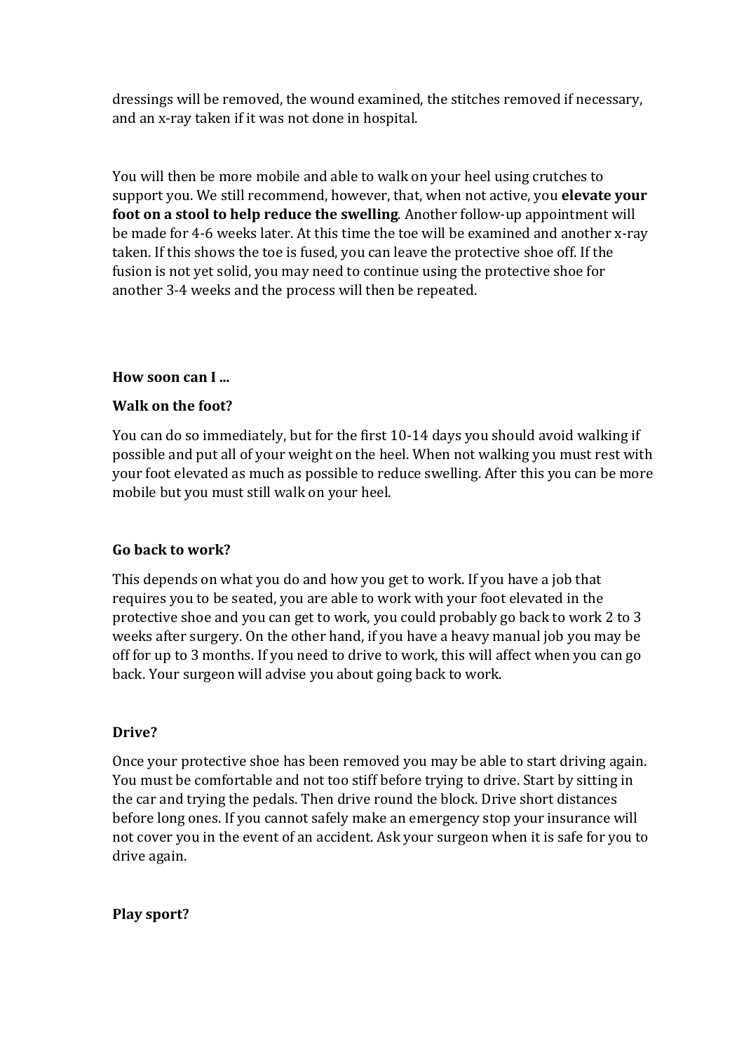dressings will be removed, the wound examined, the stitches removed if necessary, and an x-ray taken if it was not done in hospital.

You will then be more mobile and able to walk on your heel using crutches to support you. We still recommend, however, that, when not active, you **elevate your foot on a stool to help reduce the swelling**. Another follow-up appointment will be made for 4-6 weeks later. At this time the toe will be examined and another x-ray taken. If this shows the toe is fused, you can leave the protective shoe off. If the fusion is not yet solid, you may need to continue using the protective shoe for another 3-4 weeks and the process will then be repeated.

**How soon can I ...**

**Walk on the foot?**

You can do so immediately, but for the first 10-14 days you should avoid walking if possible and put all of your weight on the heel. When not walking you must rest with your foot elevated as much as possible to reduce swelling. After this you can be more mobile but you must still walk on your heel.

**Go back to work?**

This depends on what you do and how you get to work. If you have a job that requires you to be seated, you are able to work with your foot elevated in the protective shoe and you can get to work, you could probably go back to work 2 to 3 weeks after surgery. On the other hand, if you have a heavy manual job you may be off for up to 3 months. If you need to drive to work, this will affect when you can go back. Your surgeon will advise you about going back to work.

**Drive?**

Once your protective shoe has been removed you may be able to start driving again. You must be comfortable and not too stiff before trying to drive. Start by sitting in the car and trying the pedals. Then drive round the block. Drive short distances before long ones. If you cannot safely make an emergency stop your insurance will not cover you in the event of an accident. Ask your surgeon when it is safe for you to drive again.

**Play sport?**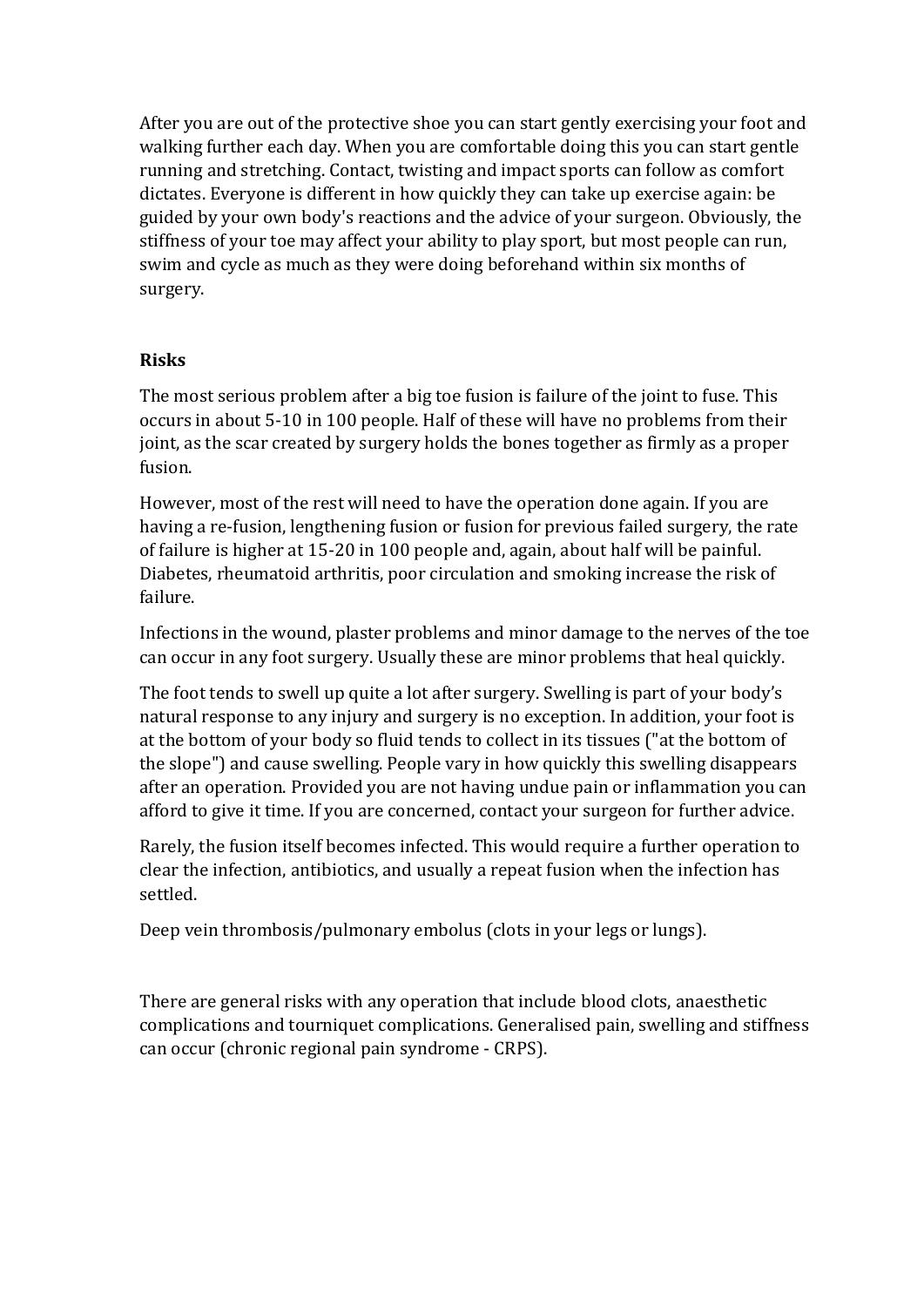After you are out of the protective shoe you can start gently exercising your foot and walking further each day. When you are comfortable doing this you can start gentle running and stretching. Contact, twisting and impact sports can follow as comfort dictates. Everyone is different in how quickly they can take up exercise again: be guided by your own body's reactions and the advice of your surgeon. Obviously, the stiffness of your toe may affect your ability to play sport, but most people can run, swim and cycle as much as they were doing beforehand within six months of surgery.

**Risks**

The most serious problem after a big toe fusion is failure of the joint to fuse. This occurs in about 5-10 in 100 people. Half of these will have no problems from their joint, as the scar created by surgery holds the bones together as firmly as a proper fusion.

However, most of the rest will need to have the operation done again. If you are having a re-fusion, lengthening fusion or fusion for previous failed surgery, the rate of failure is higher at 15-20 in 100 people and, again, about half will be painful. Diabetes, rheumatoid arthritis, poor circulation and smoking increase the risk of failure.

Infections in the wound, plaster problems and minor damage to the nerves of the toe can occur in any foot surgery. Usually these are minor problems that heal quickly.

The foot tends to swell up quite a lot after surgery. Swelling is part of your body's natural response to any injury and surgery is no exception. In addition, your foot is at the bottom of your body so fluid tends to collect in its tissues ("at the bottom of the slope") and cause swelling. People vary in how quickly this swelling disappears after an operation. Provided you are not having undue pain or inflammation you can afford to give it time. If you are concerned, contact your surgeon for further advice.

Rarely, the fusion itself becomes infected. This would require a further operation to clear the infection, antibiotics, and usually a repeat fusion when the infection has settled.

Deep vein thrombosis/pulmonary embolus (clots in your legs or lungs).

There are general risks with any operation that include blood clots, anaesthetic complications and tourniquet complications. Generalised pain, swelling and stiffness can occur (chronic regional pain syndrome - CRPS).